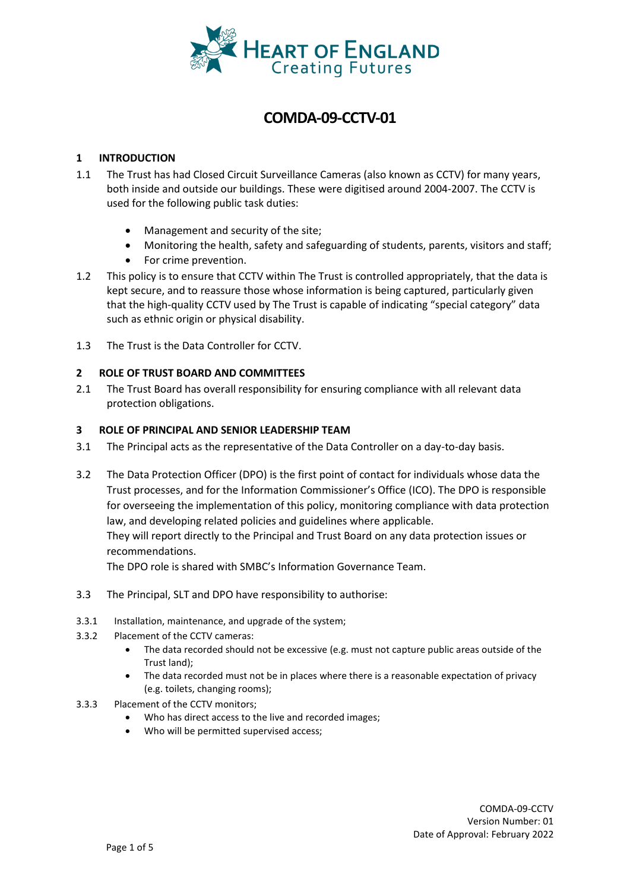# COMDA-09-CCTV-01

## 1 INTRODUCTION

1.1 The Trust has had Closed Circuit Surveillance Cameras (also known as CCTV) for many years, both inside and outside our buildings. These were digitised around 2004-2007. The CCTV is used for the following public task duties:

- Management and security of the site;
- Monitoring the health, safety and safeguarding of students, parents, visitors and staff;
- For crime prevention.

1.2 This policy is to ensure that CCTV within The Trust is controlled appropriately, that the data is kept secure, and to reassure those whose information is being captured, particularly given that the high-quality CCTV used by The Trust is capable of indicating "special category" data such as ethnic origin or physical disability.

1.3 The Trust is the Data Controller for CCTV.

## 2 ROLE OF TRUST BOARD AND COMMITTEES

2.1 The Trust Board has overall responsibility for ensuring compliance with all relevant data protection obligations.

## 3 ROLE OF PRINCIPAL AND SENIOR LEADERSHIP TEAM

3.1 The Principal acts as the representative of the Data Controller on a day-to-day basis.

3.2 The Data Protection Officer (DPO) is the first point of contact for individuals whose data the Trust processes, and for the Information Commissioner's Office (ICO). The DPO is responsible for overseeing the implementation of this policy, monitoring compliance with data protection law, and developing related policies and guidelines where applicable.
They will report directly to the Principal and Trust Board on any data protection issues or recommendations.
The DPO role is shared with SMBC's Information Governance Team.

3.3 The Principal, SLT and DPO have responsibility to authorise:

3.3.1 Installation, maintenance, and upgrade of the system;

3.3.2 Placement of the CCTV cameras:

- The data recorded should not be excessive (e.g. must not capture public areas outside of the Trust land);
- The data recorded must not be in places where there is a reasonable expectation of privacy (e.g. toilets, changing rooms);

3.3.3 Placement of the CCTV monitors;

- Who has direct access to the live and recorded images;
- Who will be permitted supervised access;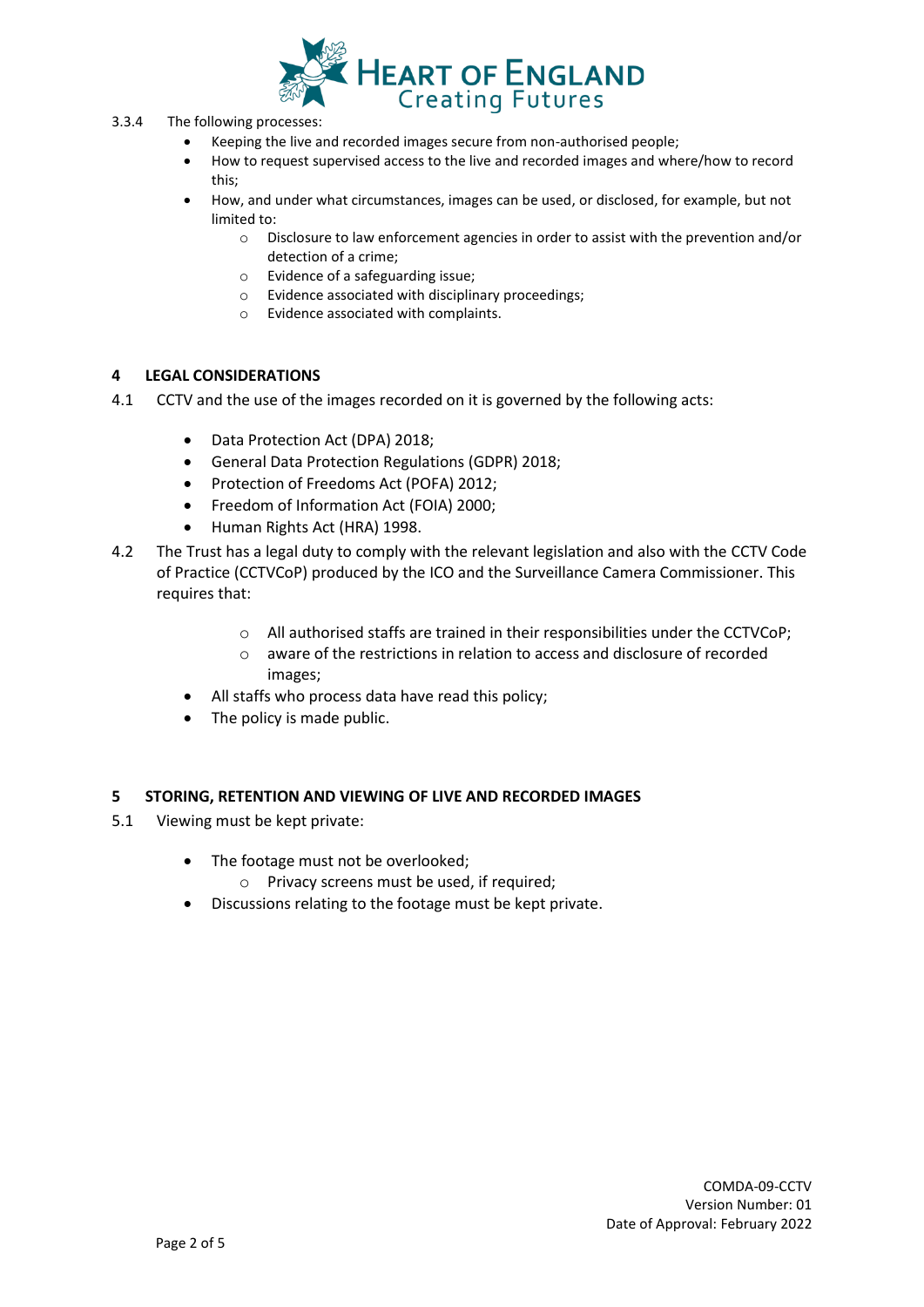3.3.4 The following processes:

- Keeping the live and recorded images secure from non-authorised people;
- How to request supervised access to the live and recorded images and where/how to record this;
- How, and under what circumstances, images can be used, or disclosed, for example, but not limited to:
    - Disclosure to law enforcement agencies in order to assist with the prevention and/or detection of a crime;
    - Evidence of a safeguarding issue;
    - Evidence associated with disciplinary proceedings;
    - Evidence associated with complaints.

## 4 LEGAL CONSIDERATIONS

4.1 CCTV and the use of the images recorded on it is governed by the following acts:

- Data Protection Act (DPA) 2018;
- General Data Protection Regulations (GDPR) 2018;
- Protection of Freedoms Act (POFA) 2012;
- Freedom of Information Act (FOIA) 2000;
- Human Rights Act (HRA) 1998.

4.2 The Trust has a legal duty to comply with the relevant legislation and also with the CCTV Code of Practice (CCTVCoP) produced by the ICO and the Surveillance Camera Commissioner. This requires that:

    - All authorised staffs are trained in their responsibilities under the CCTVCoP;
    - aware of the restrictions in relation to access and disclosure of recorded images;
- All staffs who process data have read this policy;
- The policy is made public.

## 5 STORING, RETENTION AND VIEWING OF LIVE AND RECORDED IMAGES

5.1 Viewing must be kept private:

- The footage must not be overlooked;
    - Privacy screens must be used, if required;
- Discussions relating to the footage must be kept private.

COMDA-09-CCTV
Version Number: 01
Date of Approval: February 2022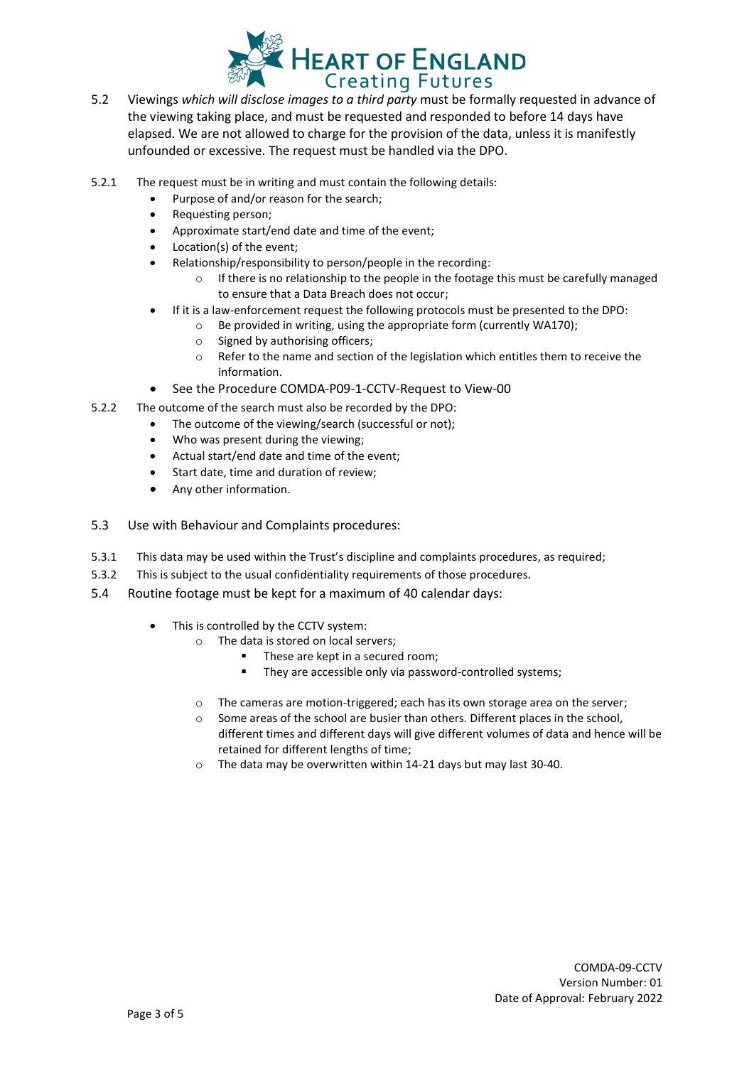5.2 Viewings *which will disclose images to a third party* must be formally requested in advance of the viewing taking place, and must be requested and responded to before 14 days have elapsed. We are not allowed to charge for the provision of the data, unless it is manifestly unfounded or excessive. The request must be handled via the DPO.

5.2.1 The request must be in writing and must contain the following details:

- Purpose of and/or reason for the search;
- Requesting person;
- Approximate start/end date and time of the event;
- Location(s) of the event;
- Relationship/responsibility to person/people in the recording:
  - If there is no relationship to the people in the footage this must be carefully managed to ensure that a Data Breach does not occur;
- If it is a law-enforcement request the following protocols must be presented to the DPO:
  - Be provided in writing, using the appropriate form (currently WA170);
  - Signed by authorising officers;
  - Refer to the name and section of the legislation which entitles them to receive the information.
- See the Procedure COMDA-P09-1-CCTV-Request to View-00

5.2.2 The outcome of the search must also be recorded by the DPO:

- The outcome of the viewing/search (successful or not);
- Who was present during the viewing;
- Actual start/end date and time of the event;
- Start date, time and duration of review;
- Any other information.

5.3 Use with Behaviour and Complaints procedures:

5.3.1 This data may be used within the Trust's discipline and complaints procedures, as required;

5.3.2 This is subject to the usual confidentiality requirements of those procedures.

5.4 Routine footage must be kept for a maximum of 40 calendar days:

- This is controlled by the CCTV system:
  - The data is stored on local servers;
    - These are kept in a secured room;
    - They are accessible only via password-controlled systems;
  - The cameras are motion-triggered; each has its own storage area on the server;
  - Some areas of the school are busier than others. Different places in the school, different times and different days will give different volumes of data and hence will be retained for different lengths of time;
  - The data may be overwritten within 14-21 days but may last 30-40.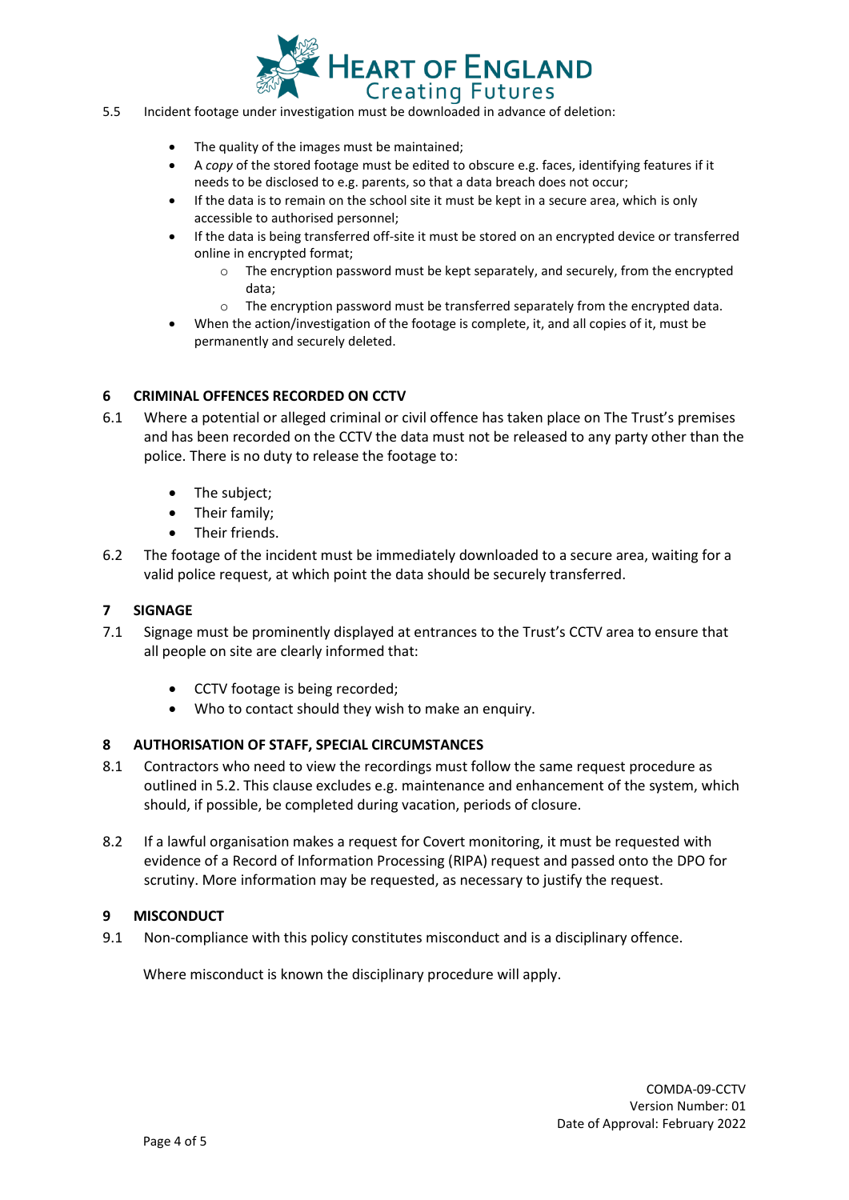5.5 Incident footage under investigation must be downloaded in advance of deletion:

- The quality of the images must be maintained;
- A *copy* of the stored footage must be edited to obscure e.g. faces, identifying features if it needs to be disclosed to e.g. parents, so that a data breach does not occur;
- If the data is to remain on the school site it must be kept in a secure area, which is only accessible to authorised personnel;
- If the data is being transferred off-site it must be stored on an encrypted device or transferred online in encrypted format;
    - The encryption password must be kept separately, and securely, from the encrypted data;
    - The encryption password must be transferred separately from the encrypted data.
- When the action/investigation of the footage is complete, it, and all copies of it, must be permanently and securely deleted.

## 6 CRIMINAL OFFENCES RECORDED ON CCTV

6.1 Where a potential or alleged criminal or civil offence has taken place on The Trust's premises and has been recorded on the CCTV the data must not be released to any party other than the police. There is no duty to release the footage to:

- The subject;
- Their family;
- Their friends.

6.2 The footage of the incident must be immediately downloaded to a secure area, waiting for a valid police request, at which point the data should be securely transferred.

## 7 SIGNAGE

7.1 Signage must be prominently displayed at entrances to the Trust's CCTV area to ensure that all people on site are clearly informed that:

- CCTV footage is being recorded;
- Who to contact should they wish to make an enquiry.

## 8 AUTHORISATION OF STAFF, SPECIAL CIRCUMSTANCES

8.1 Contractors who need to view the recordings must follow the same request procedure as outlined in 5.2. This clause excludes e.g. maintenance and enhancement of the system, which should, if possible, be completed during vacation, periods of closure.

8.2 If a lawful organisation makes a request for Covert monitoring, it must be requested with evidence of a Record of Information Processing (RIPA) request and passed onto the DPO for scrutiny. More information may be requested, as necessary to justify the request.

## 9 MISCONDUCT

9.1 Non-compliance with this policy constitutes misconduct and is a disciplinary offence.

Where misconduct is known the disciplinary procedure will apply.

COMDA-09-CCTV
Version Number: 01
Date of Approval: February 2022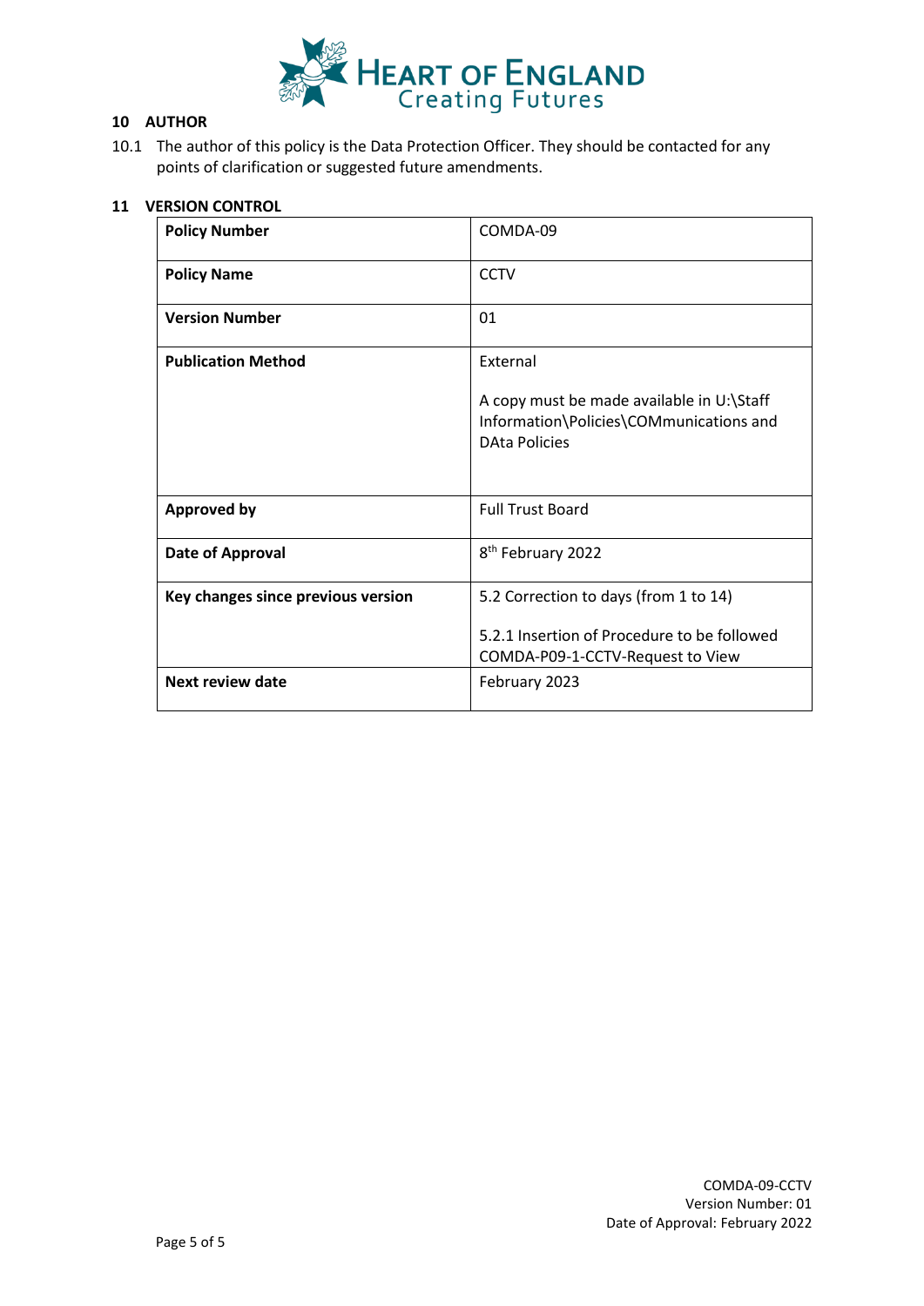## 10 AUTHOR

10.1 The author of this policy is the Data Protection Officer. They should be contacted for any points of clarification or suggested future amendments.

## 11 VERSION CONTROL

| | |
|---|---|
| **Policy Number** | COMDA-09 |
| **Policy Name** | CCTV |
| **Version Number** | 01 |
| **Publication Method** | External<br><br>A copy must be made available in U:\Staff Information\Policies\COMmunications and DAta Policies |
| **Approved by** | Full Trust Board |
| **Date of Approval** | 8th February 2022 |
| **Key changes since previous version** | 5.2 Correction to days (from 1 to 14)<br><br>5.2.1 Insertion of Procedure to be followed COMDA-P09-1-CCTV-Request to View |
| **Next review date** | February 2023 |